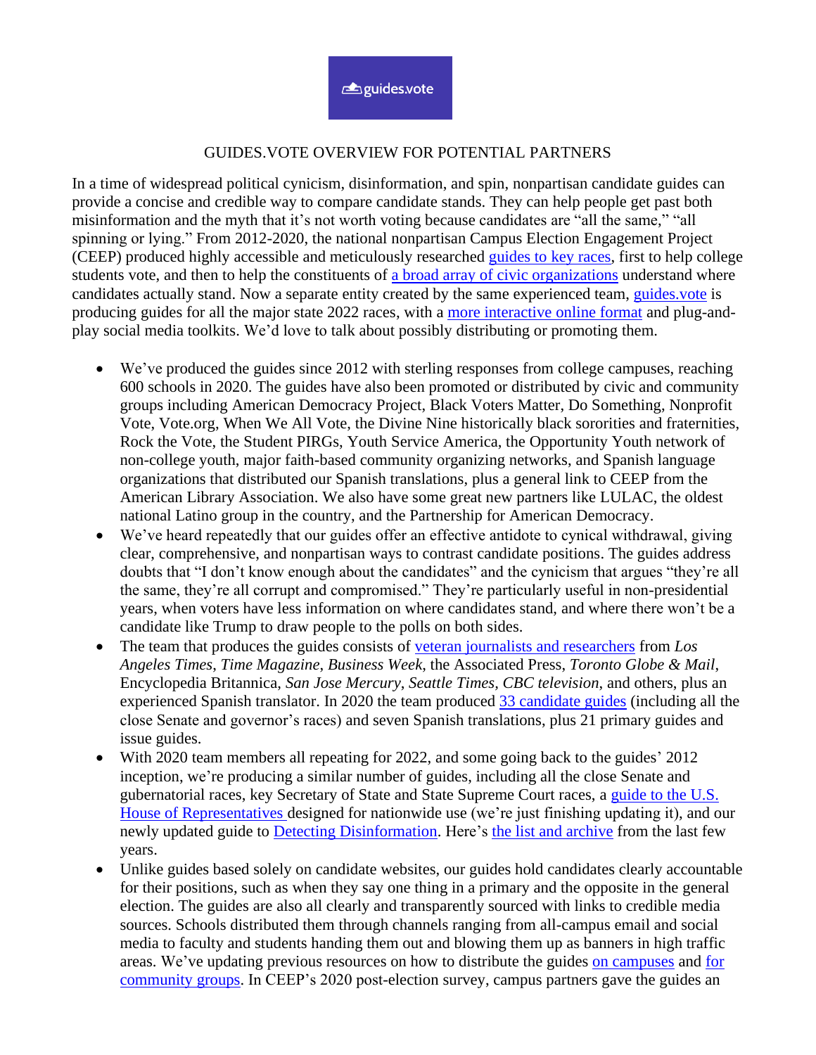guides.vote

# GUIDES.VOTE OVERVIEW FOR POTENTIAL PARTNERS

In a time of widespread political cynicism, disinformation, and spin, nonpartisan candidate guides can provide a concise and credible way to compare candidate stands. They can help people get past both misinformation and the myth that it's not worth voting because candidates are "all the same," "all spinning or lying." From 2012-2020, the national nonpartisan Campus Election Engagement Project (CEEP) produced highly accessible and meticulously researched guides to key races, first to help college students vote, and then to help the constituents of a broad array of civic organizations understand where candidates actually stand. Now a separate entity created by the same experienced team, guides.vote is producing guides for all the major state 2022 races, with a more interactive online format and plug-and-play social media toolkits. We'd love to talk about possibly distributing or promoting them.

- We've produced the guides since 2012 with sterling responses from college campuses, reaching 600 schools in 2020. The guides have also been promoted or distributed by civic and community groups including American Democracy Project, Black Voters Matter, Do Something, Nonprofit Vote, Vote.org, When We All Vote, the Divine Nine historically black sororities and fraternities, Rock the Vote, the Student PIRGs, Youth Service America, the Opportunity Youth network of non-college youth, major faith-based community organizing networks, and Spanish language organizations that distributed our Spanish translations, plus a general link to CEEP from the American Library Association. We also have some great new partners like LULAC, the oldest national Latino group in the country, and the Partnership for American Democracy.
- We've heard repeatedly that our guides offer an effective antidote to cynical withdrawal, giving clear, comprehensive, and nonpartisan ways to contrast candidate positions. The guides address doubts that "I don't know enough about the candidates" and the cynicism that argues "they're all the same, they're all corrupt and compromised." They're particularly useful in non-presidential years, when voters have less information on where candidates stand, and where there won't be a candidate like Trump to draw people to the polls on both sides.
- The team that produces the guides consists of veteran journalists and researchers from *Los Angeles Times*, *Time Magazine*, *Business Week*, the Associated Press, *Toronto Globe & Mail*, Encyclopedia Britannica, *San Jose Mercury*, *Seattle Times*, *CBC television*, and others, plus an experienced Spanish translator. In 2020 the team produced 33 candidate guides (including all the close Senate and governor's races) and seven Spanish translations, plus 21 primary guides and issue guides.
- With 2020 team members all repeating for 2022, and some going back to the guides' 2012 inception, we're producing a similar number of guides, including all the close Senate and gubernatorial races, key Secretary of State and State Supreme Court races, a guide to the U.S. House of Representatives designed for nationwide use (we're just finishing updating it), and our newly updated guide to Detecting Disinformation. Here's the list and archive from the last few years.
- Unlike guides based solely on candidate websites, our guides hold candidates clearly accountable for their positions, such as when they say one thing in a primary and the opposite in the general election. The guides are also all clearly and transparently sourced with links to credible media sources. Schools distributed them through channels ranging from all-campus email and social media to faculty and students handing them out and blowing them up as banners in high traffic areas. We've updating previous resources on how to distribute the guides on campuses and for community groups. In CEEP's 2020 post-election survey, campus partners gave the guides an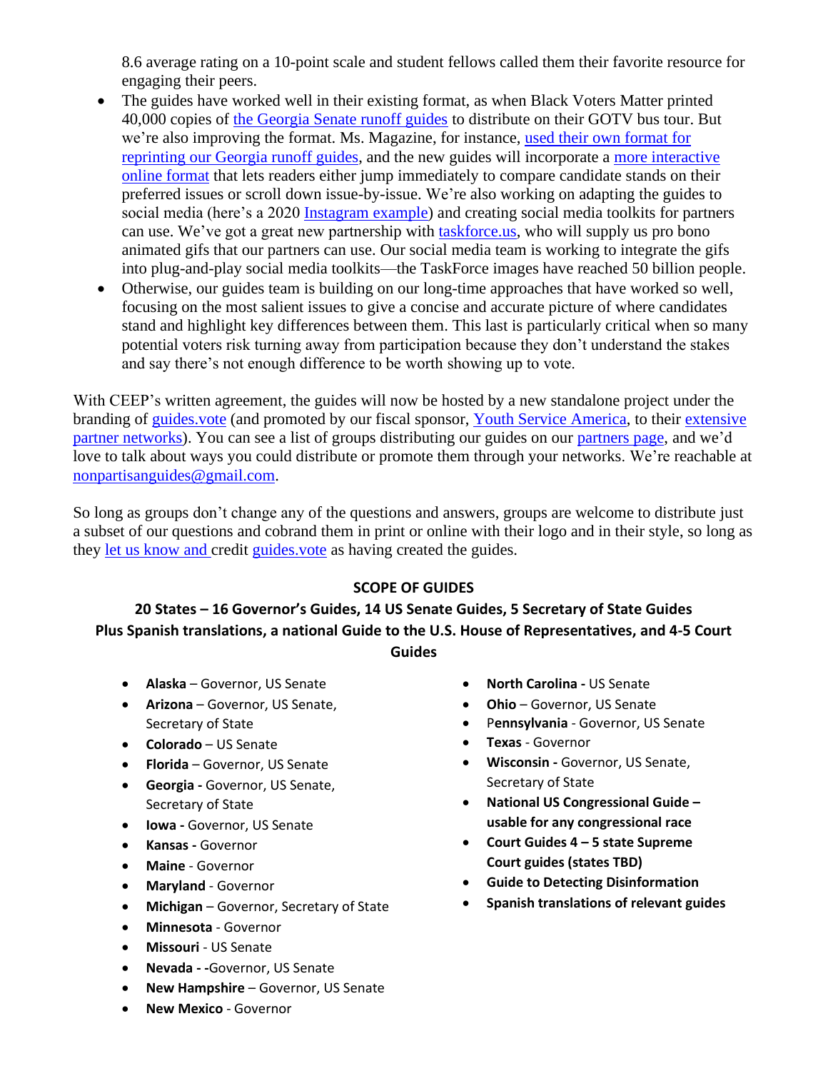8.6 average rating on a 10-point scale and student fellows called them their favorite resource for engaging their peers.

- The guides have worked well in their existing format, as when Black Voters Matter printed 40,000 copies of the Georgia Senate runoff guides to distribute on their GOTV bus tour. But we're also improving the format. Ms. Magazine, for instance, used their own format for reprinting our Georgia runoff guides, and the new guides will incorporate a more interactive online format that lets readers either jump immediately to compare candidate stands on their preferred issues or scroll down issue-by-issue. We're also working on adapting the guides to social media (here's a 2020 Instagram example) and creating social media toolkits for partners can use. We've got a great new partnership with taskforce.us, who will supply us pro bono animated gifs that our partners can use. Our social media team is working to integrate the gifs into plug-and-play social media toolkits—the TaskForce images have reached 50 billion people.
- Otherwise, our guides team is building on our long-time approaches that have worked so well, focusing on the most salient issues to give a concise and accurate picture of where candidates stand and highlight key differences between them. This last is particularly critical when so many potential voters risk turning away from participation because they don't understand the stakes and say there's not enough difference to be worth showing up to vote.

With CEEP's written agreement, the guides will now be hosted by a new standalone project under the branding of guides.vote (and promoted by our fiscal sponsor, Youth Service America, to their extensive partner networks). You can see a list of groups distributing our guides on our partners page, and we'd love to talk about ways you could distribute or promote them through your networks. We're reachable at nonpartisanguides@gmail.com.

So long as groups don't change any of the questions and answers, groups are welcome to distribute just a subset of our questions and cobrand them in print or online with their logo and in their style, so long as they let us know and credit guides.vote as having created the guides.

## SCOPE OF GUIDES

### 20 States – 16 Governor's Guides, 14 US Senate Guides, 5 Secretary of State Guides Plus Spanish translations, a national Guide to the U.S. House of Representatives, and 4-5 Court Guides

- **Alaska** – Governor, US Senate
- **Arizona** – Governor, US Senate, Secretary of State
- **Colorado** – US Senate
- **Florida** – Governor, US Senate
- **Georgia -** Governor, US Senate, Secretary of State
- **Iowa -** Governor, US Senate
- **Kansas -** Governor
- **Maine** - Governor
- **Maryland** - Governor
- **Michigan** – Governor, Secretary of State
- **Minnesota** - Governor
- **Missouri** - US Senate
- **Nevada - -**Governor, US Senate
- **New Hampshire** – Governor, US Senate
- **New Mexico** - Governor
- **North Carolina -** US Senate
- **Ohio** – Governor, US Senate
- **Pennsylvania** - Governor, US Senate
- **Texas** - Governor
- **Wisconsin -** Governor, US Senate, Secretary of State
- **National US Congressional Guide – usable for any congressional race**
- **Court Guides 4 – 5 state Supreme Court guides (states TBD)**
- **Guide to Detecting Disinformation**
- **Spanish translations of relevant guides**